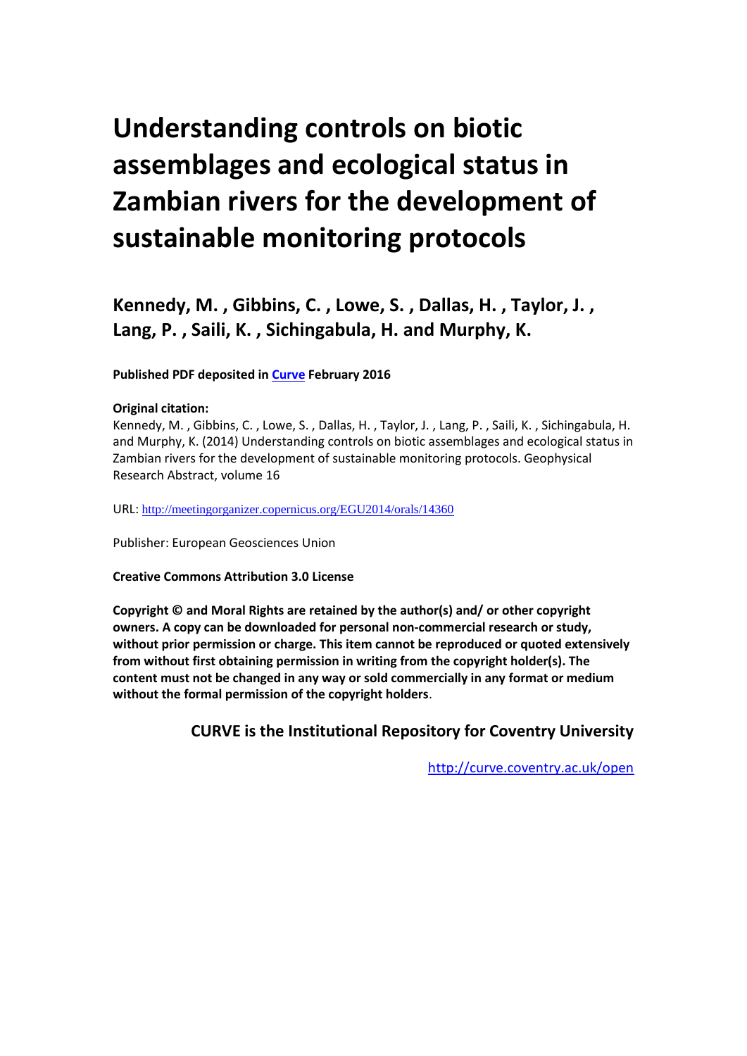# Understanding controls on biotic assemblages and ecological status in Zambian rivers for the development of sustainable monitoring protocols

## Kennedy, M. , Gibbins, C. , Lowe, S. , Dallas, H. , Taylor, J. , Lang, P. , Saili, K. , Sichingabula, H. and Murphy, K.

**Published PDF deposited in Curve February 2016**

**Original citation:**
Kennedy, M. , Gibbins, C. , Lowe, S. , Dallas, H. , Taylor, J. , Lang, P. , Saili, K. , Sichingabula, H. and Murphy, K. (2014) Understanding controls on biotic assemblages and ecological status in Zambian rivers for the development of sustainable monitoring protocols. Geophysical Research Abstract, volume 16

URL: http://meetingorganizer.copernicus.org/EGU2014/orals/14360

Publisher: European Geosciences Union

**Creative Commons Attribution 3.0 License**

**Copyright © and Moral Rights are retained by the author(s) and/ or other copyright owners. A copy can be downloaded for personal non-commercial research or study, without prior permission or charge. This item cannot be reproduced or quoted extensively from without first obtaining permission in writing from the copyright holder(s). The content must not be changed in any way or sold commercially in any format or medium without the formal permission of the copyright holders**.

**CURVE is the Institutional Repository for Coventry University**

http://curve.coventry.ac.uk/open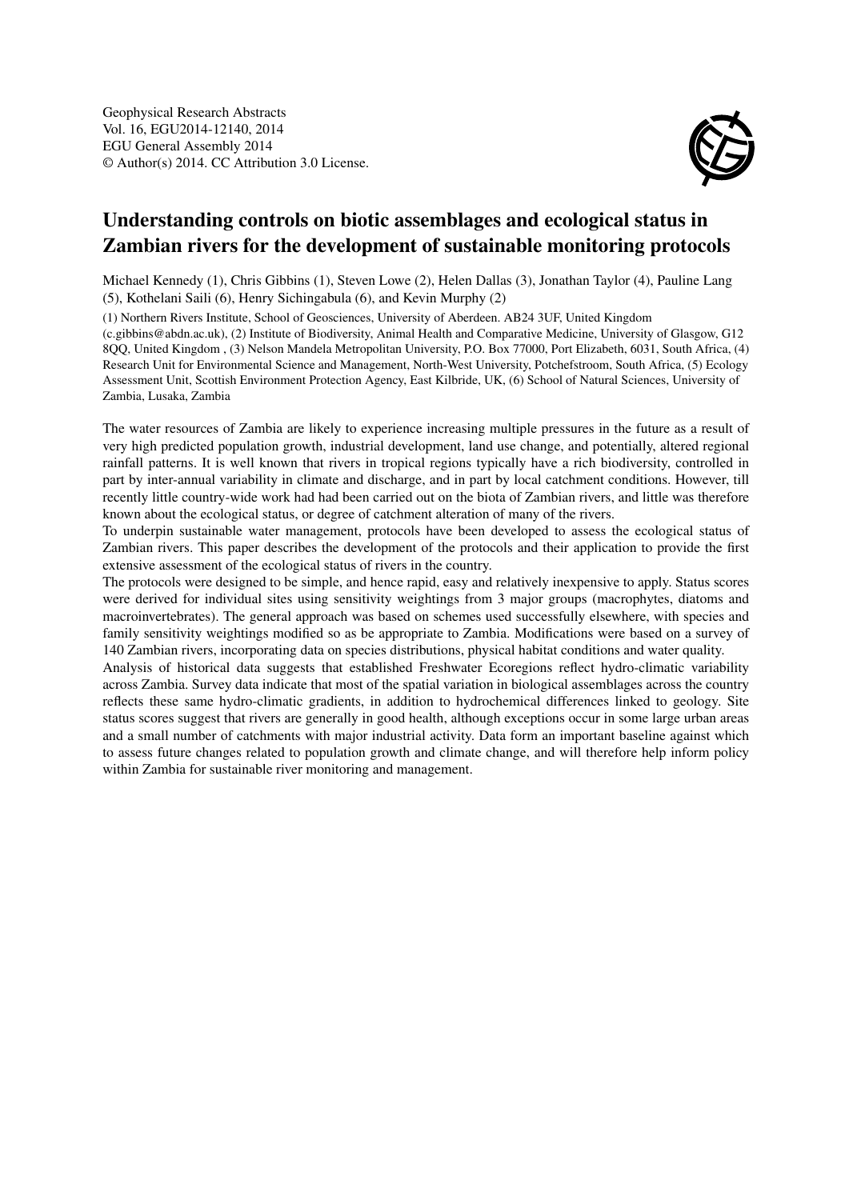Geophysical Research Abstracts
Vol. 16, EGU2014-12140, 2014
EGU General Assembly 2014
© Author(s) 2014. CC Attribution 3.0 License.

# Understanding controls on biotic assemblages and ecological status in Zambian rivers for the development of sustainable monitoring protocols

Michael Kennedy (1), Chris Gibbins (1), Steven Lowe (2), Helen Dallas (3), Jonathan Taylor (4), Pauline Lang (5), Kothelani Saili (6), Henry Sichingabula (6), and Kevin Murphy (2)

(1) Northern Rivers Institute, School of Geosciences, University of Aberdeen. AB24 3UF, United Kingdom (c.gibbins@abdn.ac.uk), (2) Institute of Biodiversity, Animal Health and Comparative Medicine, University of Glasgow, G12 8QQ, United Kingdom , (3) Nelson Mandela Metropolitan University, P.O. Box 77000, Port Elizabeth, 6031, South Africa, (4) Research Unit for Environmental Science and Management, North-West University, Potchefstroom, South Africa, (5) Ecology Assessment Unit, Scottish Environment Protection Agency, East Kilbride, UK, (6) School of Natural Sciences, University of Zambia, Lusaka, Zambia

The water resources of Zambia are likely to experience increasing multiple pressures in the future as a result of very high predicted population growth, industrial development, land use change, and potentially, altered regional rainfall patterns. It is well known that rivers in tropical regions typically have a rich biodiversity, controlled in part by inter-annual variability in climate and discharge, and in part by local catchment conditions. However, till recently little country-wide work had had been carried out on the biota of Zambian rivers, and little was therefore known about the ecological status, or degree of catchment alteration of many of the rivers.

To underpin sustainable water management, protocols have been developed to assess the ecological status of Zambian rivers. This paper describes the development of the protocols and their application to provide the first extensive assessment of the ecological status of rivers in the country.

The protocols were designed to be simple, and hence rapid, easy and relatively inexpensive to apply. Status scores were derived for individual sites using sensitivity weightings from 3 major groups (macrophytes, diatoms and macroinvertebrates). The general approach was based on schemes used successfully elsewhere, with species and family sensitivity weightings modified so as be appropriate to Zambia. Modifications were based on a survey of 140 Zambian rivers, incorporating data on species distributions, physical habitat conditions and water quality.

Analysis of historical data suggests that established Freshwater Ecoregions reflect hydro-climatic variability across Zambia. Survey data indicate that most of the spatial variation in biological assemblages across the country reflects these same hydro-climatic gradients, in addition to hydrochemical differences linked to geology. Site status scores suggest that rivers are generally in good health, although exceptions occur in some large urban areas and a small number of catchments with major industrial activity. Data form an important baseline against which to assess future changes related to population growth and climate change, and will therefore help inform policy within Zambia for sustainable river monitoring and management.